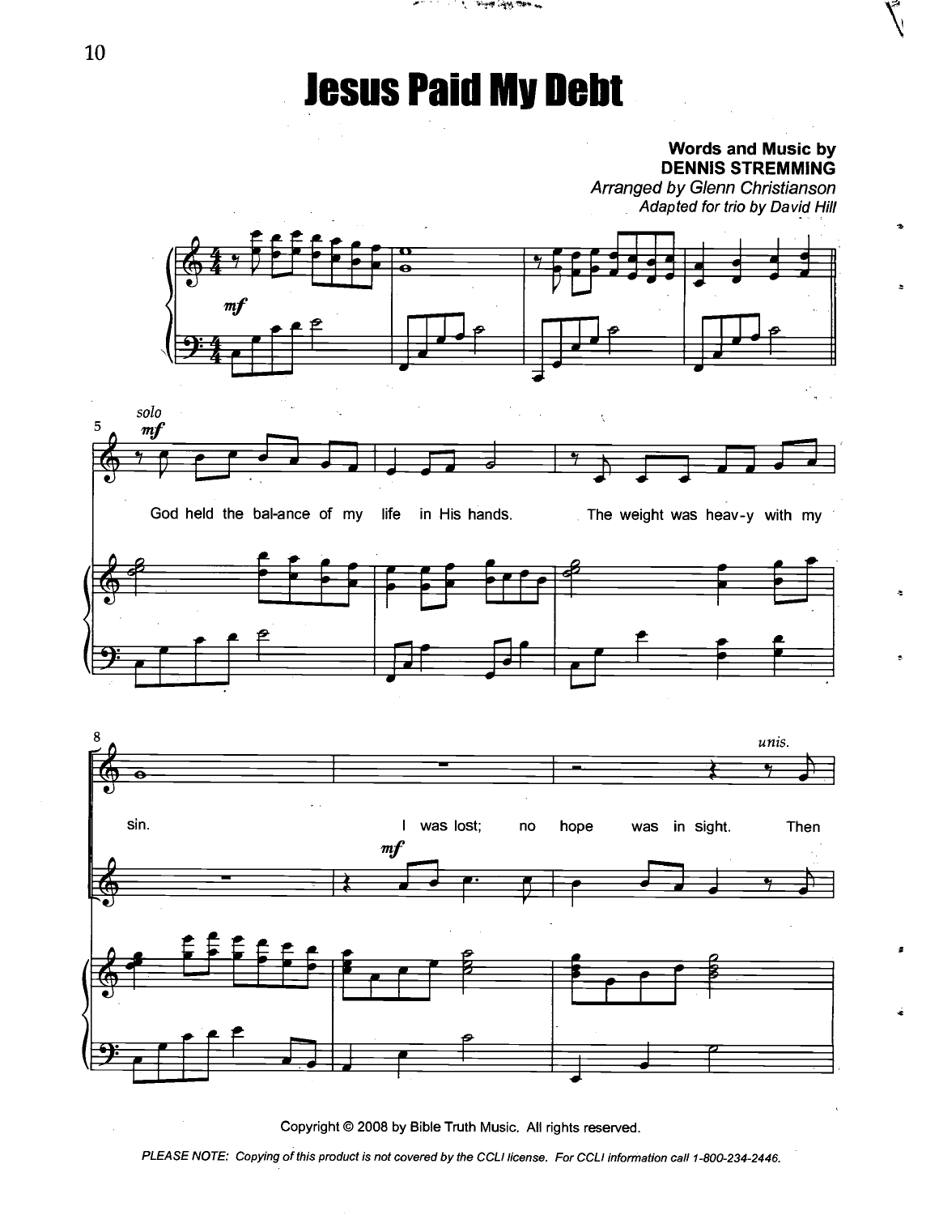# Jesus Paid My Debt

**Words and Music by**
**DENNIS STREMMING**
*Arranged by Glenn Christianson*
*Adapted for trio by David Hill*

God held the bal-ance of my life in His hands. The weight was heav-y with my sin. I was lost; no hope was in sight. Then

Copyright © 2008 by Bible Truth Music. All rights reserved.

*PLEASE NOTE: Copying of this product is not covered by the CCLI license. For CCLI information call 1-800-234-2446.*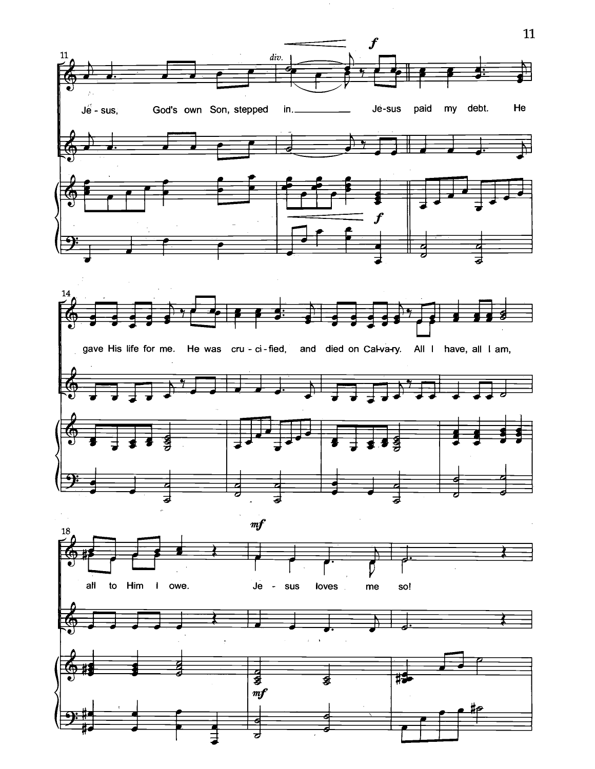Je - sus, God's own Son, stepped in. Je-sus paid my debt. He

gave His life for me. He was cru - ci - fied, and died on Cal-va-ry. All I have, all I am,

all to Him I owe. Je - sus loves me so!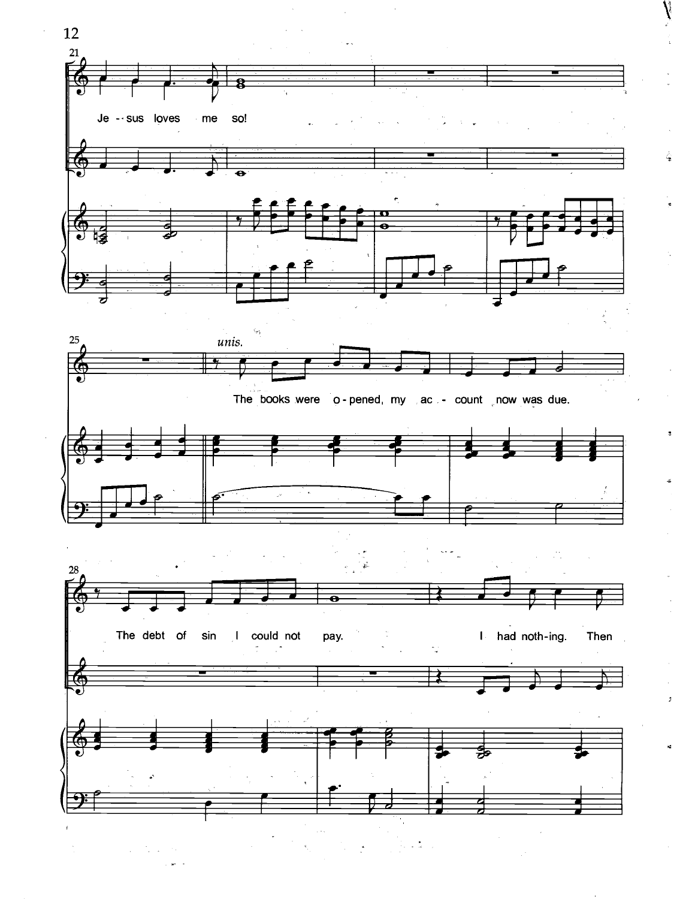21

Je - sus loves me so!

25

*unis.*

The books were o - pened, my ac - count now was due.

28

The debt of sin I could not pay.

I had noth-ing. Then